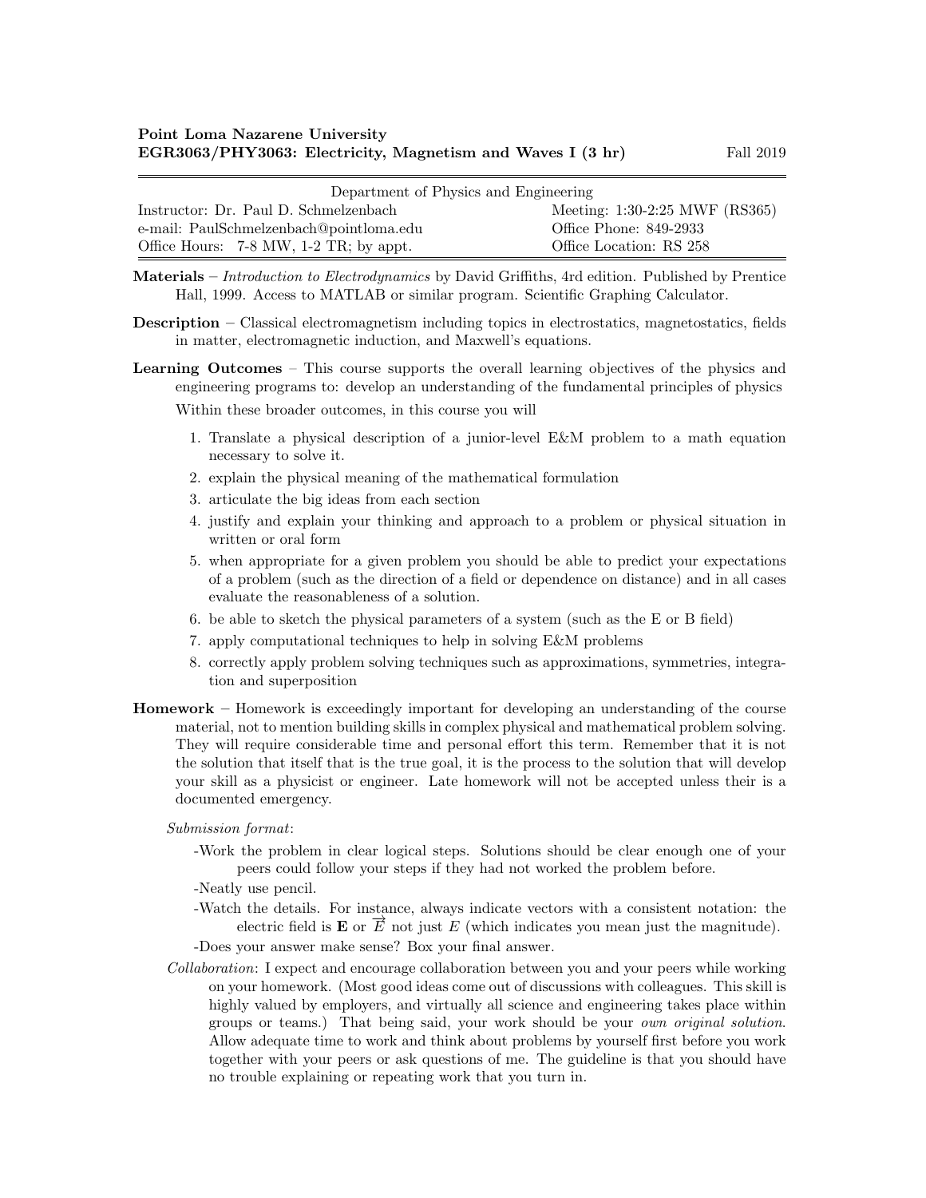**Point Loma Nazarene University**
**EGR3063/PHY3063: Electricity, Magnetism and Waves I (3 hr)** Fall 2019

| Department of Physics and Engineering | |
|---|---|
| Instructor: Dr. Paul D. Schmelzenbach | Meeting: 1:30-2:25 MWF (RS365) |
| e-mail: PaulSchmelzenbach@pointloma.edu | Office Phone: 849-2933 |
| Office Hours: 7-8 MW, 1-2 TR; by appt. | Office Location: RS 258 |

**Materials** – *Introduction to Electrodynamics* by David Griffiths, 4rd edition. Published by Prentice Hall, 1999. Access to MATLAB or similar program. Scientific Graphing Calculator.

**Description** – Classical electromagnetism including topics in electrostatics, magnetostatics, fields in matter, electromagnetic induction, and Maxwell's equations.

**Learning Outcomes** – This course supports the overall learning objectives of the physics and engineering programs to: develop an understanding of the fundamental principles of physics

Within these broader outcomes, in this course you will

1. Translate a physical description of a junior-level E&M problem to a math equation necessary to solve it.
2. explain the physical meaning of the mathematical formulation
3. articulate the big ideas from each section
4. justify and explain your thinking and approach to a problem or physical situation in written or oral form
5. when appropriate for a given problem you should be able to predict your expectations of a problem (such as the direction of a field or dependence on distance) and in all cases evaluate the reasonableness of a solution.
6. be able to sketch the physical parameters of a system (such as the E or B field)
7. apply computational techniques to help in solving E&M problems
8. correctly apply problem solving techniques such as approximations, symmetries, integration and superposition

**Homework** – Homework is exceedingly important for developing an understanding of the course material, not to mention building skills in complex physical and mathematical problem solving. They will require considerable time and personal effort this term. Remember that it is not the solution that itself that is the true goal, it is the process to the solution that will develop your skill as a physicist or engineer. Late homework will not be accepted unless their is a documented emergency.

*Submission format*:

-Work the problem in clear logical steps. Solutions should be clear enough one of your peers could follow your steps if they had not worked the problem before.

-Neatly use pencil.

-Watch the details. For instance, always indicate vectors with a consistent notation: the electric field is $\mathbf{E}$ or $\vec{E}$ not just $E$ (which indicates you mean just the magnitude).

-Does your answer make sense? Box your final answer.

*Collaboration*: I expect and encourage collaboration between you and your peers while working on your homework. (Most good ideas come out of discussions with colleagues. This skill is highly valued by employers, and virtually all science and engineering takes place within groups or teams.) That being said, your work should be your *own original solution*. Allow adequate time to work and think about problems by yourself first before you work together with your peers or ask questions of me. The guideline is that you should have no trouble explaining or repeating work that you turn in.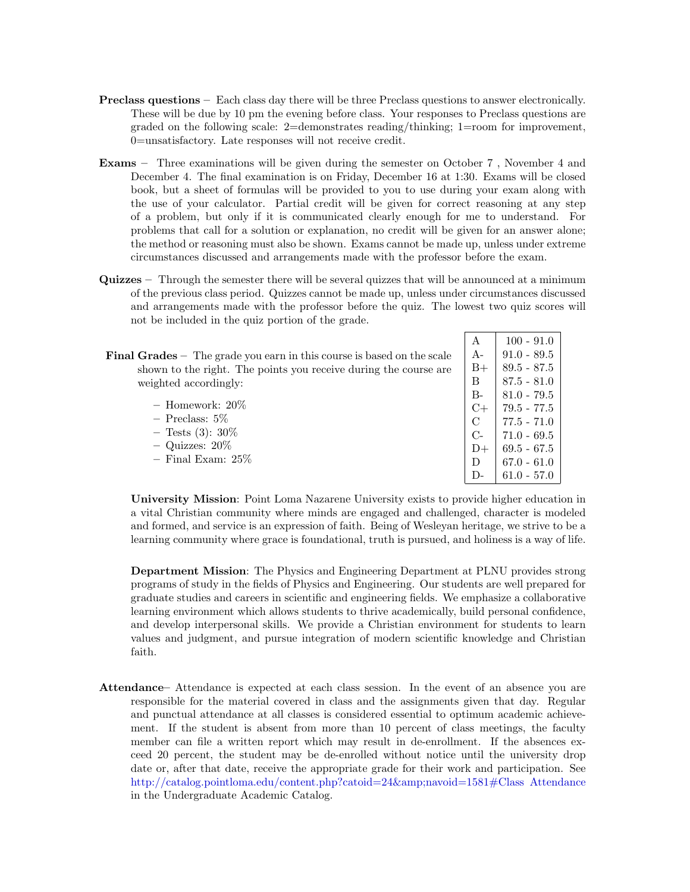**Preclass questions** – Each class day there will be three Preclass questions to answer electronically. These will be due by 10 pm the evening before class. Your responses to Preclass questions are graded on the following scale: 2=demonstrates reading/thinking; 1=room for improvement, 0=unsatisfactory. Late responses will not receive credit.

**Exams** – Three examinations will be given during the semester on October 7 , November 4 and December 4. The final examination is on Friday, December 16 at 1:30. Exams will be closed book, but a sheet of formulas will be provided to you to use during your exam along with the use of your calculator. Partial credit will be given for correct reasoning at any step of a problem, but only if it is communicated clearly enough for me to understand. For problems that call for a solution or explanation, no credit will be given for an answer alone; the method or reasoning must also be shown. Exams cannot be made up, unless under extreme circumstances discussed and arrangements made with the professor before the exam.

**Quizzes** – Through the semester there will be several quizzes that will be announced at a minimum of the previous class period. Quizzes cannot be made up, unless under circumstances discussed and arrangements made with the professor before the quiz. The lowest two quiz scores will not be included in the quiz portion of the grade.

**Final Grades** – The grade you earn in this course is based on the scale shown to the right. The points you receive during the course are weighted accordingly:

- Homework: 20%
- Preclass: 5%
- Tests (3): 30%
- Quizzes: 20%
- Final Exam: 25%

| Grade | Range |
|---|---|
| A | 100 - 91.0 |
| A- | 91.0 - 89.5 |
| B+ | 89.5 - 87.5 |
| B | 87.5 - 81.0 |
| B- | 81.0 - 79.5 |
| C+ | 79.5 - 77.5 |
| C | 77.5 - 71.0 |
| C- | 71.0 - 69.5 |
| D+ | 69.5 - 67.5 |
| D | 67.0 - 61.0 |
| D- | 61.0 - 57.0 |

**University Mission**: Point Loma Nazarene University exists to provide higher education in a vital Christian community where minds are engaged and challenged, character is modeled and formed, and service is an expression of faith. Being of Wesleyan heritage, we strive to be a learning community where grace is foundational, truth is pursued, and holiness is a way of life.

**Department Mission**: The Physics and Engineering Department at PLNU provides strong programs of study in the fields of Physics and Engineering. Our students are well prepared for graduate studies and careers in scientific and engineering fields. We emphasize a collaborative learning environment which allows students to thrive academically, build personal confidence, and develop interpersonal skills. We provide a Christian environment for students to learn values and judgment, and pursue integration of modern scientific knowledge and Christian faith.

**Attendance**– Attendance is expected at each class session. In the event of an absence you are responsible for the material covered in class and the assignments given that day. Regular and punctual attendance at all classes is considered essential to optimum academic achievement. If the student is absent from more than 10 percent of class meetings, the faculty member can file a written report which may result in de-enrollment. If the absences exceed 20 percent, the student may be de-enrolled without notice until the university drop date or, after that date, receive the appropriate grade for their work and participation. See http://catalog.pointloma.edu/content.php?catoid=24&amp;navoid=1581#Class Attendance in the Undergraduate Academic Catalog.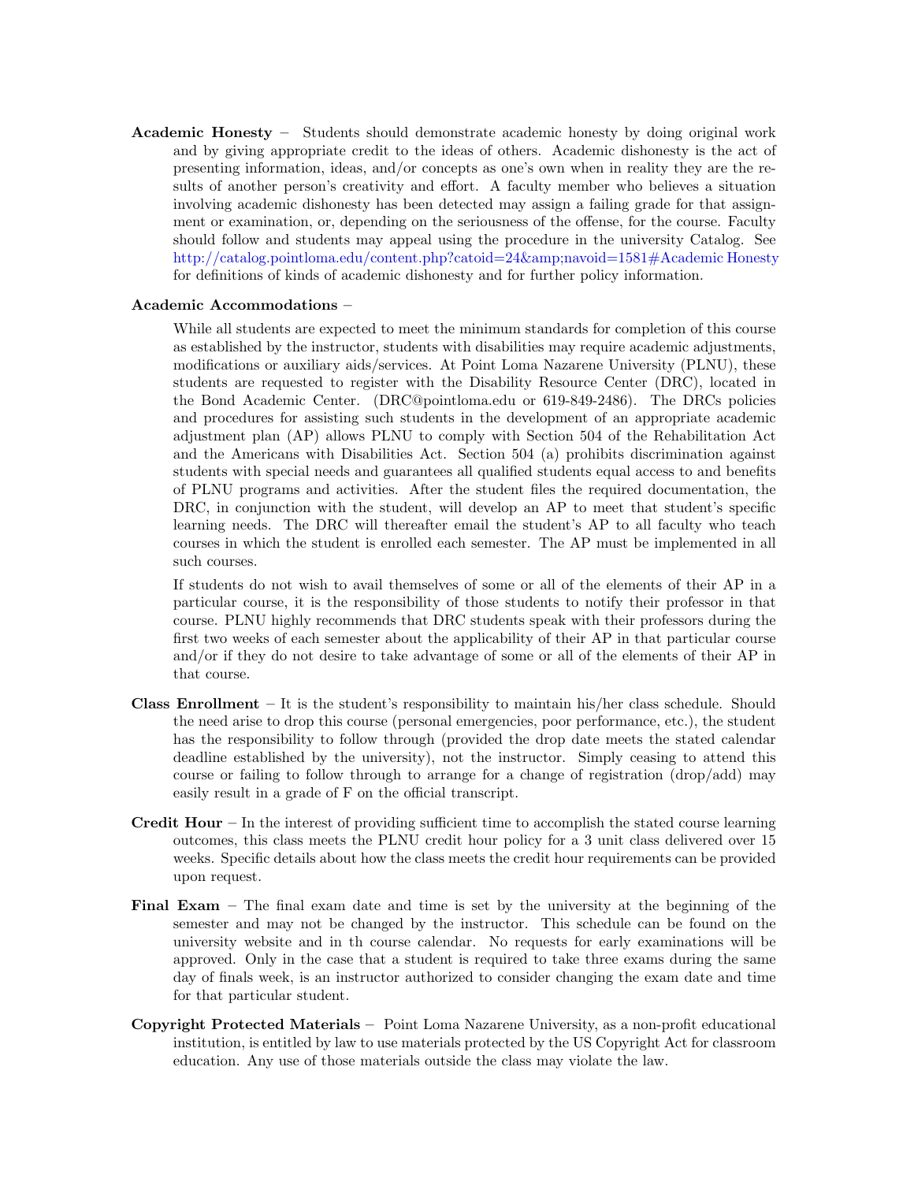**Academic Honesty** – Students should demonstrate academic honesty by doing original work and by giving appropriate credit to the ideas of others. Academic dishonesty is the act of presenting information, ideas, and/or concepts as one's own when in reality they are the results of another person's creativity and effort. A faculty member who believes a situation involving academic dishonesty has been detected may assign a failing grade for that assignment or examination, or, depending on the seriousness of the offense, for the course. Faculty should follow and students may appeal using the procedure in the university Catalog. See http://catalog.pointloma.edu/content.php?catoid=24&amp;navoid=1581#Academic Honesty for definitions of kinds of academic dishonesty and for further policy information.

**Academic Accommodations** –

While all students are expected to meet the minimum standards for completion of this course as established by the instructor, students with disabilities may require academic adjustments, modifications or auxiliary aids/services. At Point Loma Nazarene University (PLNU), these students are requested to register with the Disability Resource Center (DRC), located in the Bond Academic Center. (DRC@pointloma.edu or 619-849-2486). The DRCs policies and procedures for assisting such students in the development of an appropriate academic adjustment plan (AP) allows PLNU to comply with Section 504 of the Rehabilitation Act and the Americans with Disabilities Act. Section 504 (a) prohibits discrimination against students with special needs and guarantees all qualified students equal access to and benefits of PLNU programs and activities. After the student files the required documentation, the DRC, in conjunction with the student, will develop an AP to meet that student's specific learning needs. The DRC will thereafter email the student's AP to all faculty who teach courses in which the student is enrolled each semester. The AP must be implemented in all such courses.

If students do not wish to avail themselves of some or all of the elements of their AP in a particular course, it is the responsibility of those students to notify their professor in that course. PLNU highly recommends that DRC students speak with their professors during the first two weeks of each semester about the applicability of their AP in that particular course and/or if they do not desire to take advantage of some or all of the elements of their AP in that course.

**Class Enrollment** – It is the student's responsibility to maintain his/her class schedule. Should the need arise to drop this course (personal emergencies, poor performance, etc.), the student has the responsibility to follow through (provided the drop date meets the stated calendar deadline established by the university), not the instructor. Simply ceasing to attend this course or failing to follow through to arrange for a change of registration (drop/add) may easily result in a grade of F on the official transcript.

**Credit Hour** – In the interest of providing sufficient time to accomplish the stated course learning outcomes, this class meets the PLNU credit hour policy for a 3 unit class delivered over 15 weeks. Specific details about how the class meets the credit hour requirements can be provided upon request.

**Final Exam** – The final exam date and time is set by the university at the beginning of the semester and may not be changed by the instructor. This schedule can be found on the university website and in th course calendar. No requests for early examinations will be approved. Only in the case that a student is required to take three exams during the same day of finals week, is an instructor authorized to consider changing the exam date and time for that particular student.

**Copyright Protected Materials** – Point Loma Nazarene University, as a non-profit educational institution, is entitled by law to use materials protected by the US Copyright Act for classroom education. Any use of those materials outside the class may violate the law.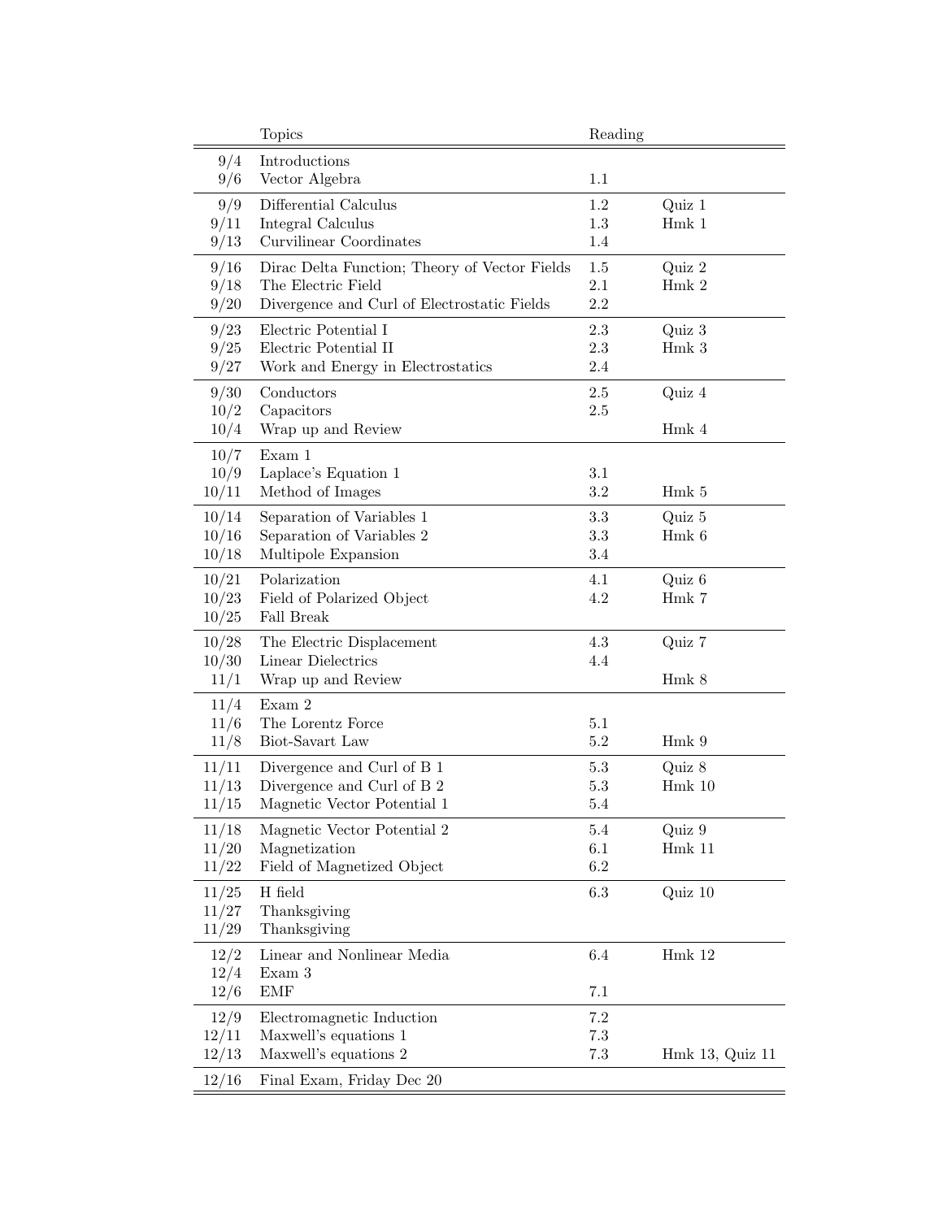| | Topics | Reading | |
|---|---|---|---|
| 9/4 | Introductions | | |
| 9/6 | Vector Algebra | 1.1 | |
| 9/9 | Differential Calculus | 1.2 | Quiz 1 |
| 9/11 | Integral Calculus | 1.3 | Hmk 1 |
| 9/13 | Curvilinear Coordinates | 1.4 | |
| 9/16 | Dirac Delta Function; Theory of Vector Fields | 1.5 | Quiz 2 |
| 9/18 | The Electric Field | 2.1 | Hmk 2 |
| 9/20 | Divergence and Curl of Electrostatic Fields | 2.2 | |
| 9/23 | Electric Potential I | 2.3 | Quiz 3 |
| 9/25 | Electric Potential II | 2.3 | Hmk 3 |
| 9/27 | Work and Energy in Electrostatics | 2.4 | |
| 9/30 | Conductors | 2.5 | Quiz 4 |
| 10/2 | Capacitors | 2.5 | |
| 10/4 | Wrap up and Review | | Hmk 4 |
| 10/7 | Exam 1 | | |
| 10/9 | Laplace's Equation 1 | 3.1 | |
| 10/11 | Method of Images | 3.2 | Hmk 5 |
| 10/14 | Separation of Variables 1 | 3.3 | Quiz 5 |
| 10/16 | Separation of Variables 2 | 3.3 | Hmk 6 |
| 10/18 | Multipole Expansion | 3.4 | |
| 10/21 | Polarization | 4.1 | Quiz 6 |
| 10/23 | Field of Polarized Object | 4.2 | Hmk 7 |
| 10/25 | Fall Break | | |
| 10/28 | The Electric Displacement | 4.3 | Quiz 7 |
| 10/30 | Linear Dielectrics | 4.4 | |
| 11/1 | Wrap up and Review | | Hmk 8 |
| 11/4 | Exam 2 | | |
| 11/6 | The Lorentz Force | 5.1 | |
| 11/8 | Biot-Savart Law | 5.2 | Hmk 9 |
| 11/11 | Divergence and Curl of B 1 | 5.3 | Quiz 8 |
| 11/13 | Divergence and Curl of B 2 | 5.3 | Hmk 10 |
| 11/15 | Magnetic Vector Potential 1 | 5.4 | |
| 11/18 | Magnetic Vector Potential 2 | 5.4 | Quiz 9 |
| 11/20 | Magnetization | 6.1 | Hmk 11 |
| 11/22 | Field of Magnetized Object | 6.2 | |
| 11/25 | H field | 6.3 | Quiz 10 |
| 11/27 | Thanksgiving | | |
| 11/29 | Thanksgiving | | |
| 12/2 | Linear and Nonlinear Media | 6.4 | Hmk 12 |
| 12/4 | Exam 3 | | |
| 12/6 | EMF | 7.1 | |
| 12/9 | Electromagnetic Induction | 7.2 | |
| 12/11 | Maxwell's equations 1 | 7.3 | |
| 12/13 | Maxwell's equations 2 | 7.3 | Hmk 13, Quiz 11 |
| 12/16 | Final Exam, Friday Dec 20 | | |